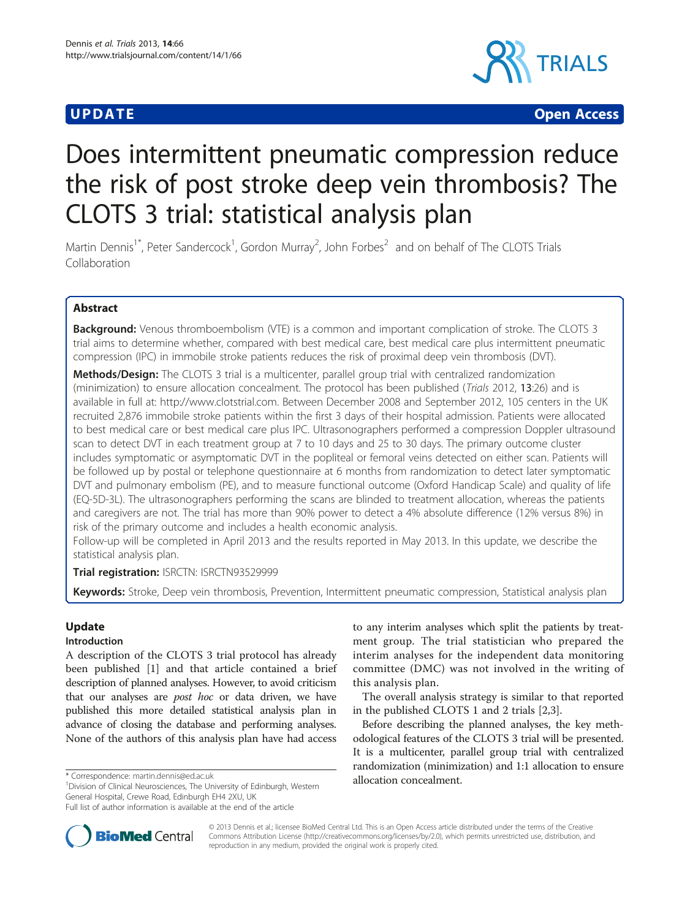UPDATE Open Access

# Does intermittent pneumatic compression reduce the risk of post stroke deep vein thrombosis? The CLOTS 3 trial: statistical analysis plan

Martin Dennis[1*], Peter Sandercock[1], Gordon Murray[2], John Forbes[2] and on behalf of The CLOTS Trials Collaboration

## Abstract

**Background:** Venous thromboembolism (VTE) is a common and important complication of stroke. The CLOTS 3 trial aims to determine whether, compared with best medical care, best medical care plus intermittent pneumatic compression (IPC) in immobile stroke patients reduces the risk of proximal deep vein thrombosis (DVT).

**Methods/Design:** The CLOTS 3 trial is a multicenter, parallel group trial with centralized randomization (minimization) to ensure allocation concealment. The protocol has been published (*Trials* 2012, **13**:26) and is available in full at: http://www.clotstrial.com. Between December 2008 and September 2012, 105 centers in the UK recruited 2,876 immobile stroke patients within the first 3 days of their hospital admission. Patients were allocated to best medical care or best medical care plus IPC. Ultrasonographers performed a compression Doppler ultrasound scan to detect DVT in each treatment group at 7 to 10 days and 25 to 30 days. The primary outcome cluster includes symptomatic or asymptomatic DVT in the popliteal or femoral veins detected on either scan. Patients will be followed up by postal or telephone questionnaire at 6 months from randomization to detect later symptomatic DVT and pulmonary embolism (PE), and to measure functional outcome (Oxford Handicap Scale) and quality of life (EQ-5D-3L). The ultrasonographers performing the scans are blinded to treatment allocation, whereas the patients and caregivers are not. The trial has more than 90% power to detect a 4% absolute difference (12% versus 8%) in risk of the primary outcome and includes a health economic analysis.

Follow-up will be completed in April 2013 and the results reported in May 2013. In this update, we describe the statistical analysis plan.

**Trial registration:** ISRCTN: ISRCTN93529999

**Keywords:** Stroke, Deep vein thrombosis, Prevention, Intermittent pneumatic compression, Statistical analysis plan

## Update

### Introduction

A description of the CLOTS 3 trial protocol has already been published [1] and that article contained a brief description of planned analyses. However, to avoid criticism that our analyses are *post hoc* or data driven, we have published this more detailed statistical analysis plan in advance of closing the database and performing analyses. None of the authors of this analysis plan have had access to any interim analyses which split the patients by treatment group. The trial statistician who prepared the interim analyses for the independent data monitoring committee (DMC) was not involved in the writing of this analysis plan.

The overall analysis strategy is similar to that reported in the published CLOTS 1 and 2 trials [2,3].

Before describing the planned analyses, the key methodological features of the CLOTS 3 trial will be presented. It is a multicenter, parallel group trial with centralized randomization (minimization) and 1:1 allocation to ensure allocation concealment.

\* Correspondence: martin.dennis@ed.ac.uk

[1]Division of Clinical Neurosciences, The University of Edinburgh, Western General Hospital, Crewe Road, Edinburgh EH4 2XU, UK

Full list of author information is available at the end of the article

© 2013 Dennis et al.; licensee BioMed Central Ltd. This is an Open Access article distributed under the terms of the Creative Commons Attribution License (http://creativecommons.org/licenses/by/2.0), which permits unrestricted use, distribution, and reproduction in any medium, provided the original work is properly cited.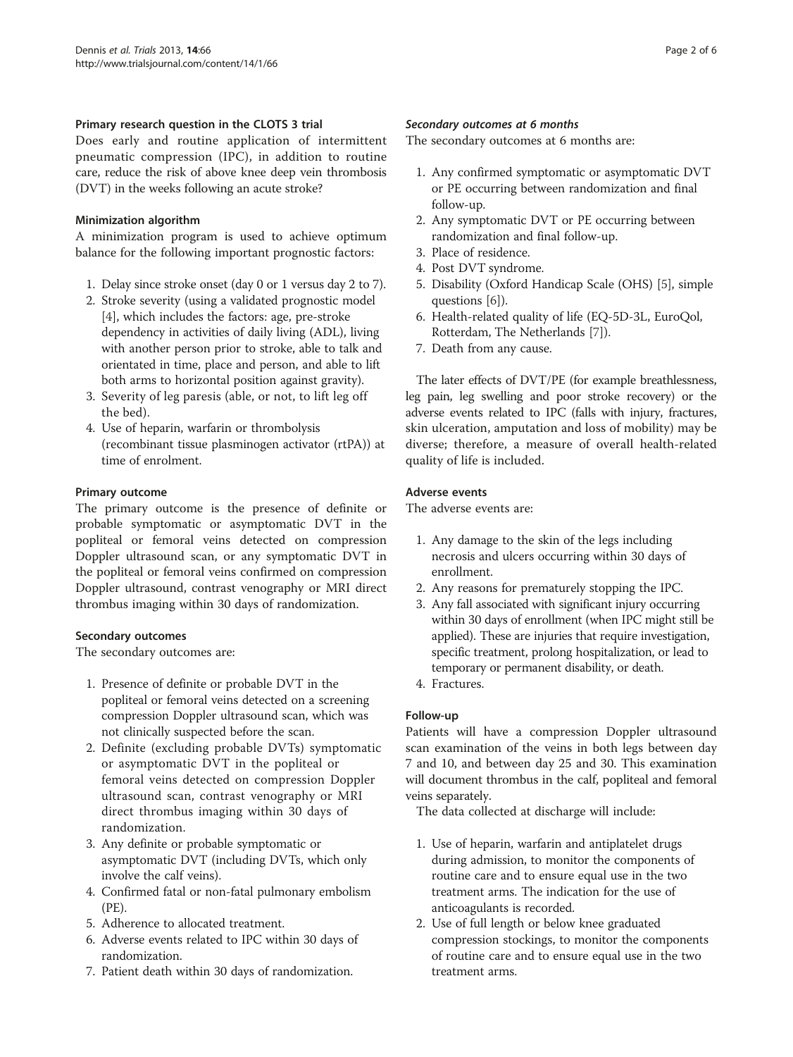#### Primary research question in the CLOTS 3 trial

Does early and routine application of intermittent pneumatic compression (IPC), in addition to routine care, reduce the risk of above knee deep vein thrombosis (DVT) in the weeks following an acute stroke?

#### Minimization algorithm

A minimization program is used to achieve optimum balance for the following important prognostic factors:

1. Delay since stroke onset (day 0 or 1 versus day 2 to 7).
2. Stroke severity (using a validated prognostic model [4], which includes the factors: age, pre-stroke dependency in activities of daily living (ADL), living with another person prior to stroke, able to talk and orientated in time, place and person, and able to lift both arms to horizontal position against gravity).
3. Severity of leg paresis (able, or not, to lift leg off the bed).
4. Use of heparin, warfarin or thrombolysis (recombinant tissue plasminogen activator (rtPA)) at time of enrolment.

#### Primary outcome

The primary outcome is the presence of definite or probable symptomatic or asymptomatic DVT in the popliteal or femoral veins detected on compression Doppler ultrasound scan, or any symptomatic DVT in the popliteal or femoral veins confirmed on compression Doppler ultrasound, contrast venography or MRI direct thrombus imaging within 30 days of randomization.

#### Secondary outcomes

The secondary outcomes are:

1. Presence of definite or probable DVT in the popliteal or femoral veins detected on a screening compression Doppler ultrasound scan, which was not clinically suspected before the scan.
2. Definite (excluding probable DVTs) symptomatic or asymptomatic DVT in the popliteal or femoral veins detected on compression Doppler ultrasound scan, contrast venography or MRI direct thrombus imaging within 30 days of randomization.
3. Any definite or probable symptomatic or asymptomatic DVT (including DVTs, which only involve the calf veins).
4. Confirmed fatal or non-fatal pulmonary embolism (PE).
5. Adherence to allocated treatment.
6. Adverse events related to IPC within 30 days of randomization.
7. Patient death within 30 days of randomization.

##### *Secondary outcomes at 6 months*

The secondary outcomes at 6 months are:

1. Any confirmed symptomatic or asymptomatic DVT or PE occurring between randomization and final follow-up.
2. Any symptomatic DVT or PE occurring between randomization and final follow-up.
3. Place of residence.
4. Post DVT syndrome.
5. Disability (Oxford Handicap Scale (OHS) [5], simple questions [6]).
6. Health-related quality of life (EQ-5D-3L, EuroQol, Rotterdam, The Netherlands [7]).
7. Death from any cause.

The later effects of DVT/PE (for example breathlessness, leg pain, leg swelling and poor stroke recovery) or the adverse events related to IPC (falls with injury, fractures, skin ulceration, amputation and loss of mobility) may be diverse; therefore, a measure of overall health-related quality of life is included.

#### Adverse events

The adverse events are:

1. Any damage to the skin of the legs including necrosis and ulcers occurring within 30 days of enrollment.
2. Any reasons for prematurely stopping the IPC.
3. Any fall associated with significant injury occurring within 30 days of enrollment (when IPC might still be applied). These are injuries that require investigation, specific treatment, prolong hospitalization, or lead to temporary or permanent disability, or death.
4. Fractures.

#### Follow-up

Patients will have a compression Doppler ultrasound scan examination of the veins in both legs between day 7 and 10, and between day 25 and 30. This examination will document thrombus in the calf, popliteal and femoral veins separately.

The data collected at discharge will include:

1. Use of heparin, warfarin and antiplatelet drugs during admission, to monitor the components of routine care and to ensure equal use in the two treatment arms. The indication for the use of anticoagulants is recorded.
2. Use of full length or below knee graduated compression stockings, to monitor the components of routine care and to ensure equal use in the two treatment arms.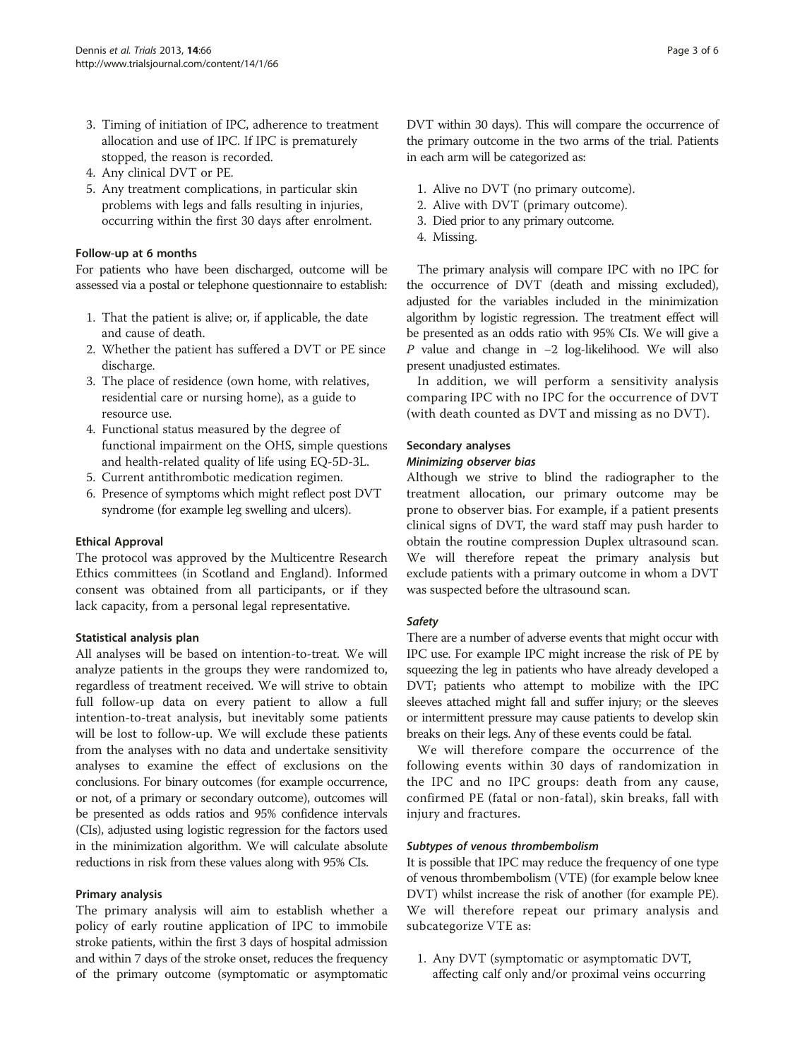3. Timing of initiation of IPC, adherence to treatment allocation and use of IPC. If IPC is prematurely stopped, the reason is recorded.
4. Any clinical DVT or PE.
5. Any treatment complications, in particular skin problems with legs and falls resulting in injuries, occurring within the first 30 days after enrolment.

### Follow-up at 6 months

For patients who have been discharged, outcome will be assessed via a postal or telephone questionnaire to establish:

1. That the patient is alive; or, if applicable, the date and cause of death.
2. Whether the patient has suffered a DVT or PE since discharge.
3. The place of residence (own home, with relatives, residential care or nursing home), as a guide to resource use.
4. Functional status measured by the degree of functional impairment on the OHS, simple questions and health-related quality of life using EQ-5D-3L.
5. Current antithrombotic medication regimen.
6. Presence of symptoms which might reflect post DVT syndrome (for example leg swelling and ulcers).

### Ethical Approval

The protocol was approved by the Multicentre Research Ethics committees (in Scotland and England). Informed consent was obtained from all participants, or if they lack capacity, from a personal legal representative.

### Statistical analysis plan

All analyses will be based on intention-to-treat. We will analyze patients in the groups they were randomized to, regardless of treatment received. We will strive to obtain full follow-up data on every patient to allow a full intention-to-treat analysis, but inevitably some patients will be lost to follow-up. We will exclude these patients from the analyses with no data and undertake sensitivity analyses to examine the effect of exclusions on the conclusions. For binary outcomes (for example occurrence, or not, of a primary or secondary outcome), outcomes will be presented as odds ratios and 95% confidence intervals (CIs), adjusted using logistic regression for the factors used in the minimization algorithm. We will calculate absolute reductions in risk from these values along with 95% CIs.

### Primary analysis

The primary analysis will aim to establish whether a policy of early routine application of IPC to immobile stroke patients, within the first 3 days of hospital admission and within 7 days of the stroke onset, reduces the frequency of the primary outcome (symptomatic or asymptomatic DVT within 30 days). This will compare the occurrence of the primary outcome in the two arms of the trial. Patients in each arm will be categorized as:

1. Alive no DVT (no primary outcome).
2. Alive with DVT (primary outcome).
3. Died prior to any primary outcome.
4. Missing.

The primary analysis will compare IPC with no IPC for the occurrence of DVT (death and missing excluded), adjusted for the variables included in the minimization algorithm by logistic regression. The treatment effect will be presented as an odds ratio with 95% CIs. We will give a $P$ value and change in −2 log-likelihood. We will also present unadjusted estimates.

In addition, we will perform a sensitivity analysis comparing IPC with no IPC for the occurrence of DVT (with death counted as DVT and missing as no DVT).

### Secondary analyses

#### *Minimizing observer bias*

Although we strive to blind the radiographer to the treatment allocation, our primary outcome may be prone to observer bias. For example, if a patient presents clinical signs of DVT, the ward staff may push harder to obtain the routine compression Duplex ultrasound scan. We will therefore repeat the primary analysis but exclude patients with a primary outcome in whom a DVT was suspected before the ultrasound scan.

#### *Safety*

There are a number of adverse events that might occur with IPC use. For example IPC might increase the risk of PE by squeezing the leg in patients who have already developed a DVT; patients who attempt to mobilize with the IPC sleeves attached might fall and suffer injury; or the sleeves or intermittent pressure may cause patients to develop skin breaks on their legs. Any of these events could be fatal.

We will therefore compare the occurrence of the following events within 30 days of randomization in the IPC and no IPC groups: death from any cause, confirmed PE (fatal or non-fatal), skin breaks, fall with injury and fractures.

#### *Subtypes of venous thrombembolism*

It is possible that IPC may reduce the frequency of one type of venous thrombembolism (VTE) (for example below knee DVT) whilst increase the risk of another (for example PE). We will therefore repeat our primary analysis and subcategorize VTE as:

1. Any DVT (symptomatic or asymptomatic DVT, affecting calf only and/or proximal veins occurring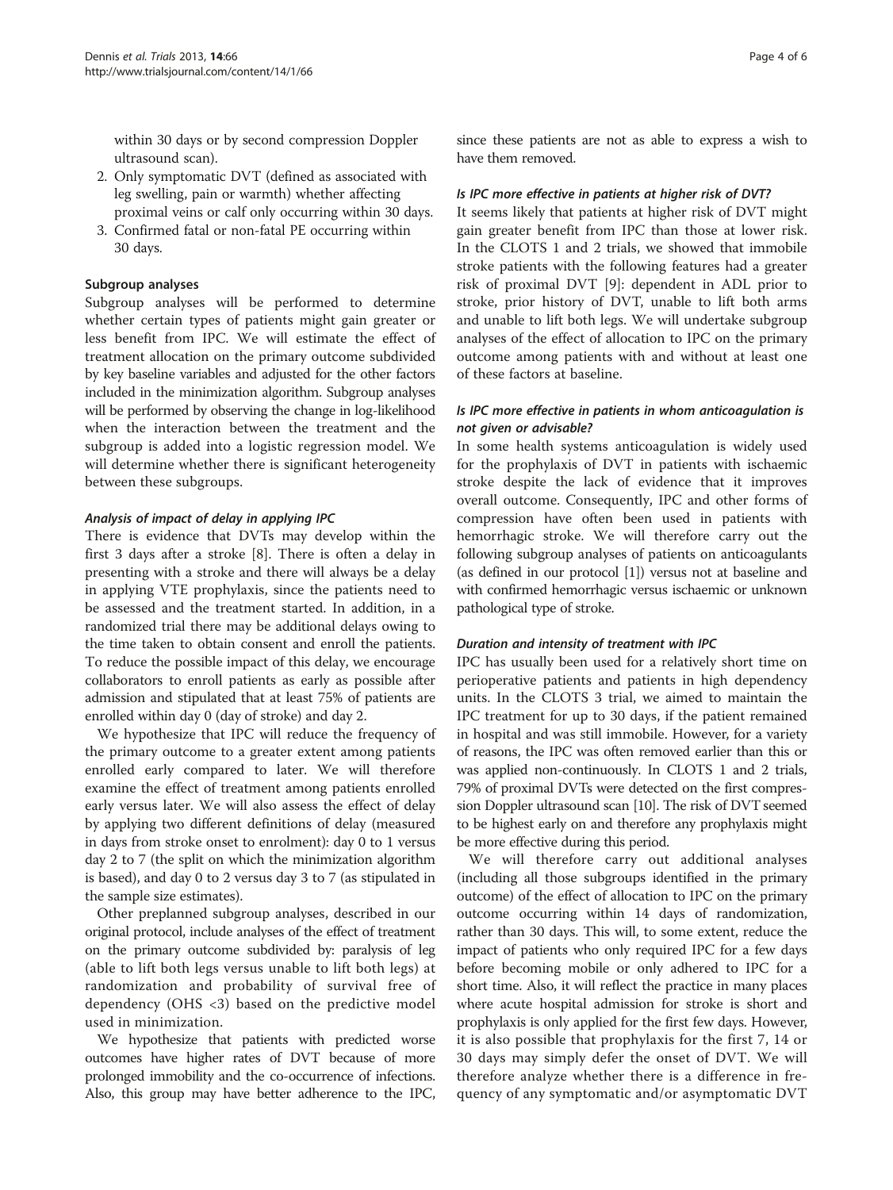within 30 days or by second compression Doppler ultrasound scan).

2. Only symptomatic DVT (defined as associated with leg swelling, pain or warmth) whether affecting proximal veins or calf only occurring within 30 days.
3. Confirmed fatal or non-fatal PE occurring within 30 days.

### Subgroup analyses

Subgroup analyses will be performed to determine whether certain types of patients might gain greater or less benefit from IPC. We will estimate the effect of treatment allocation on the primary outcome subdivided by key baseline variables and adjusted for the other factors included in the minimization algorithm. Subgroup analyses will be performed by observing the change in log-likelihood when the interaction between the treatment and the subgroup is added into a logistic regression model. We will determine whether there is significant heterogeneity between these subgroups.

#### *Analysis of impact of delay in applying IPC*

There is evidence that DVTs may develop within the first 3 days after a stroke [8]. There is often a delay in presenting with a stroke and there will always be a delay in applying VTE prophylaxis, since the patients need to be assessed and the treatment started. In addition, in a randomized trial there may be additional delays owing to the time taken to obtain consent and enroll the patients. To reduce the possible impact of this delay, we encourage collaborators to enroll patients as early as possible after admission and stipulated that at least 75% of patients are enrolled within day 0 (day of stroke) and day 2.

We hypothesize that IPC will reduce the frequency of the primary outcome to a greater extent among patients enrolled early compared to later. We will therefore examine the effect of treatment among patients enrolled early versus later. We will also assess the effect of delay by applying two different definitions of delay (measured in days from stroke onset to enrolment): day 0 to 1 versus day 2 to 7 (the split on which the minimization algorithm is based), and day 0 to 2 versus day 3 to 7 (as stipulated in the sample size estimates).

Other preplanned subgroup analyses, described in our original protocol, include analyses of the effect of treatment on the primary outcome subdivided by: paralysis of leg (able to lift both legs versus unable to lift both legs) at randomization and probability of survival free of dependency (OHS <3) based on the predictive model used in minimization.

We hypothesize that patients with predicted worse outcomes have higher rates of DVT because of more prolonged immobility and the co-occurrence of infections. Also, this group may have better adherence to the IPC, since these patients are not as able to express a wish to have them removed.

#### *Is IPC more effective in patients at higher risk of DVT?*

It seems likely that patients at higher risk of DVT might gain greater benefit from IPC than those at lower risk. In the CLOTS 1 and 2 trials, we showed that immobile stroke patients with the following features had a greater risk of proximal DVT [9]: dependent in ADL prior to stroke, prior history of DVT, unable to lift both arms and unable to lift both legs. We will undertake subgroup analyses of the effect of allocation to IPC on the primary outcome among patients with and without at least one of these factors at baseline.

#### *Is IPC more effective in patients in whom anticoagulation is not given or advisable?*

In some health systems anticoagulation is widely used for the prophylaxis of DVT in patients with ischaemic stroke despite the lack of evidence that it improves overall outcome. Consequently, IPC and other forms of compression have often been used in patients with hemorrhagic stroke. We will therefore carry out the following subgroup analyses of patients on anticoagulants (as defined in our protocol [1]) versus not at baseline and with confirmed hemorrhagic versus ischaemic or unknown pathological type of stroke.

#### *Duration and intensity of treatment with IPC*

IPC has usually been used for a relatively short time on perioperative patients and patients in high dependency units. In the CLOTS 3 trial, we aimed to maintain the IPC treatment for up to 30 days, if the patient remained in hospital and was still immobile. However, for a variety of reasons, the IPC was often removed earlier than this or was applied non-continuously. In CLOTS 1 and 2 trials, 79% of proximal DVTs were detected on the first compression Doppler ultrasound scan [10]. The risk of DVT seemed to be highest early on and therefore any prophylaxis might be more effective during this period.

We will therefore carry out additional analyses (including all those subgroups identified in the primary outcome) of the effect of allocation to IPC on the primary outcome occurring within 14 days of randomization, rather than 30 days. This will, to some extent, reduce the impact of patients who only required IPC for a few days before becoming mobile or only adhered to IPC for a short time. Also, it will reflect the practice in many places where acute hospital admission for stroke is short and prophylaxis is only applied for the first few days. However, it is also possible that prophylaxis for the first 7, 14 or 30 days may simply defer the onset of DVT. We will therefore analyze whether there is a difference in frequency of any symptomatic and/or asymptomatic DVT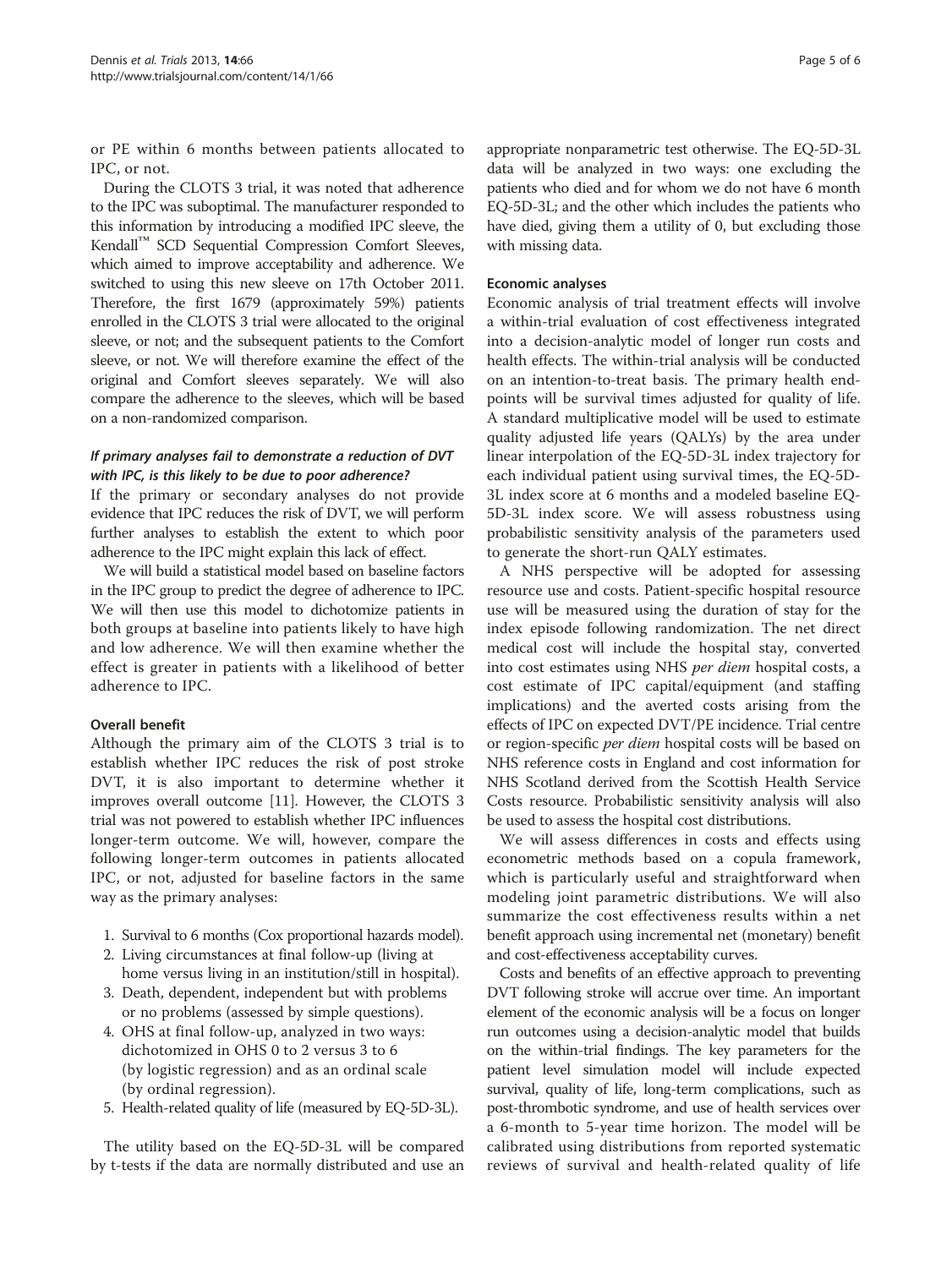or PE within 6 months between patients allocated to IPC, or not.

During the CLOTS 3 trial, it was noted that adherence to the IPC was suboptimal. The manufacturer responded to this information by introducing a modified IPC sleeve, the Kendall™ SCD Sequential Compression Comfort Sleeves, which aimed to improve acceptability and adherence. We switched to using this new sleeve on 17th October 2011. Therefore, the first 1679 (approximately 59%) patients enrolled in the CLOTS 3 trial were allocated to the original sleeve, or not; and the subsequent patients to the Comfort sleeve, or not. We will therefore examine the effect of the original and Comfort sleeves separately. We will also compare the adherence to the sleeves, which will be based on a non-randomized comparison.

#### *If primary analyses fail to demonstrate a reduction of DVT with IPC, is this likely to be due to poor adherence?*

If the primary or secondary analyses do not provide evidence that IPC reduces the risk of DVT, we will perform further analyses to establish the extent to which poor adherence to the IPC might explain this lack of effect.

We will build a statistical model based on baseline factors in the IPC group to predict the degree of adherence to IPC. We will then use this model to dichotomize patients in both groups at baseline into patients likely to have high and low adherence. We will then examine whether the effect is greater in patients with a likelihood of better adherence to IPC.

### Overall benefit

Although the primary aim of the CLOTS 3 trial is to establish whether IPC reduces the risk of post stroke DVT, it is also important to determine whether it improves overall outcome [11]. However, the CLOTS 3 trial was not powered to establish whether IPC influences longer-term outcome. We will, however, compare the following longer-term outcomes in patients allocated IPC, or not, adjusted for baseline factors in the same way as the primary analyses:

1. Survival to 6 months (Cox proportional hazards model).
2. Living circumstances at final follow-up (living at home versus living in an institution/still in hospital).
3. Death, dependent, independent but with problems or no problems (assessed by simple questions).
4. OHS at final follow-up, analyzed in two ways: dichotomized in OHS 0 to 2 versus 3 to 6 (by logistic regression) and as an ordinal scale (by ordinal regression).
5. Health-related quality of life (measured by EQ-5D-3L).

The utility based on the EQ-5D-3L will be compared by t-tests if the data are normally distributed and use an appropriate nonparametric test otherwise. The EQ-5D-3L data will be analyzed in two ways: one excluding the patients who died and for whom we do not have 6 month EQ-5D-3L; and the other which includes the patients who have died, giving them a utility of 0, but excluding those with missing data.

### Economic analyses

Economic analysis of trial treatment effects will involve a within-trial evaluation of cost effectiveness integrated into a decision-analytic model of longer run costs and health effects. The within-trial analysis will be conducted on an intention-to-treat basis. The primary health endpoints will be survival times adjusted for quality of life. A standard multiplicative model will be used to estimate quality adjusted life years (QALYs) by the area under linear interpolation of the EQ-5D-3L index trajectory for each individual patient using survival times, the EQ-5D-3L index score at 6 months and a modeled baseline EQ-5D-3L index score. We will assess robustness using probabilistic sensitivity analysis of the parameters used to generate the short-run QALY estimates.

A NHS perspective will be adopted for assessing resource use and costs. Patient-specific hospital resource use will be measured using the duration of stay for the index episode following randomization. The net direct medical cost will include the hospital stay, converted into cost estimates using NHS *per diem* hospital costs, a cost estimate of IPC capital/equipment (and staffing implications) and the averted costs arising from the effects of IPC on expected DVT/PE incidence. Trial centre or region-specific *per diem* hospital costs will be based on NHS reference costs in England and cost information for NHS Scotland derived from the Scottish Health Service Costs resource. Probabilistic sensitivity analysis will also be used to assess the hospital cost distributions.

We will assess differences in costs and effects using econometric methods based on a copula framework, which is particularly useful and straightforward when modeling joint parametric distributions. We will also summarize the cost effectiveness results within a net benefit approach using incremental net (monetary) benefit and cost-effectiveness acceptability curves.

Costs and benefits of an effective approach to preventing DVT following stroke will accrue over time. An important element of the economic analysis will be a focus on longer run outcomes using a decision-analytic model that builds on the within-trial findings. The key parameters for the patient level simulation model will include expected survival, quality of life, long-term complications, such as post-thrombotic syndrome, and use of health services over a 6-month to 5-year time horizon. The model will be calibrated using distributions from reported systematic reviews of survival and health-related quality of life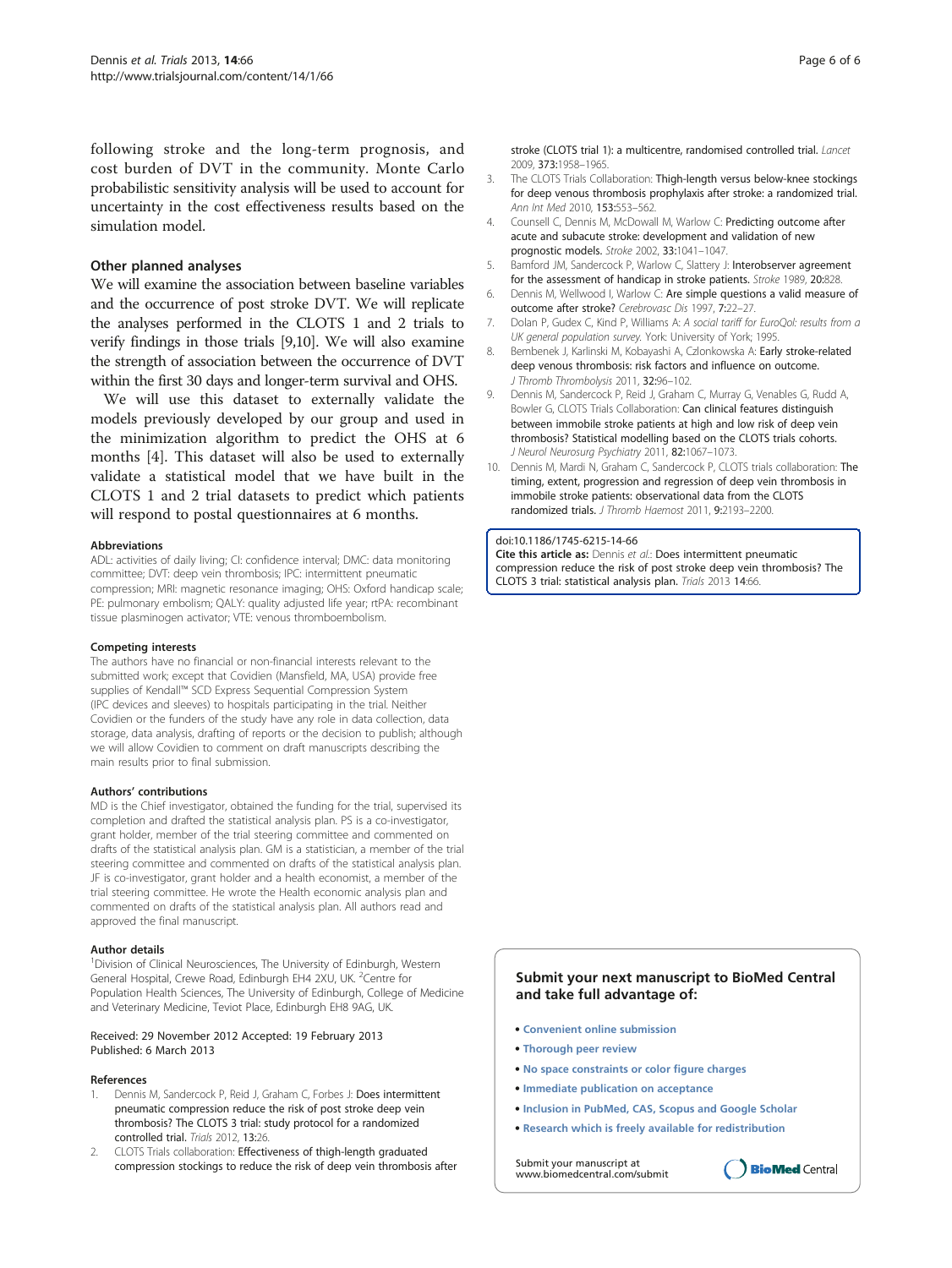following stroke and the long-term prognosis, and cost burden of DVT in the community. Monte Carlo probabilistic sensitivity analysis will be used to account for uncertainty in the cost effectiveness results based on the simulation model.

### Other planned analyses

We will examine the association between baseline variables and the occurrence of post stroke DVT. We will replicate the analyses performed in the CLOTS 1 and 2 trials to verify findings in those trials [9,10]. We will also examine the strength of association between the occurrence of DVT within the first 30 days and longer-term survival and OHS.

We will use this dataset to externally validate the models previously developed by our group and used in the minimization algorithm to predict the OHS at 6 months [4]. This dataset will also be used to externally validate a statistical model that we have built in the CLOTS 1 and 2 trial datasets to predict which patients will respond to postal questionnaires at 6 months.

#### Abbreviations

ADL: activities of daily living; CI: confidence interval; DMC: data monitoring committee; DVT: deep vein thrombosis; IPC: intermittent pneumatic compression; MRI: magnetic resonance imaging; OHS: Oxford handicap scale; PE: pulmonary embolism; QALY: quality adjusted life year; rtPA: recombinant tissue plasminogen activator; VTE: venous thromboembolism.

#### Competing interests

The authors have no financial or non-financial interests relevant to the submitted work; except that Covidien (Mansfield, MA, USA) provide free supplies of Kendall™ SCD Express Sequential Compression System (IPC devices and sleeves) to hospitals participating in the trial. Neither Covidien or the funders of the study have any role in data collection, data storage, data analysis, drafting of reports or the decision to publish; although we will allow Covidien to comment on draft manuscripts describing the main results prior to final submission.

#### Authors' contributions

MD is the Chief investigator, obtained the funding for the trial, supervised its completion and drafted the statistical analysis plan. PS is a co-investigator, grant holder, member of the trial steering committee and commented on drafts of the statistical analysis plan. GM is a statistician, a member of the trial steering committee and commented on drafts of the statistical analysis plan. JF is co-investigator, grant holder and a health economist, a member of the trial steering committee. He wrote the Health economic analysis plan and commented on drafts of the statistical analysis plan. All authors read and approved the final manuscript.

#### Author details

[1]Division of Clinical Neurosciences, The University of Edinburgh, Western General Hospital, Crewe Road, Edinburgh EH4 2XU, UK. [2]Centre for Population Health Sciences, The University of Edinburgh, College of Medicine and Veterinary Medicine, Teviot Place, Edinburgh EH8 9AG, UK.

Received: 29 November 2012 Accepted: 19 February 2013
Published: 6 March 2013

#### References

1. Dennis M, Sandercock P, Reid J, Graham C, Forbes J: **Does intermittent pneumatic compression reduce the risk of post stroke deep vein thrombosis? The CLOTS 3 trial: study protocol for a randomized controlled trial.** *Trials* 2012, **13**:26.
2. CLOTS Trials collaboration: **Effectiveness of thigh-length graduated compression stockings to reduce the risk of deep vein thrombosis after stroke (CLOTS trial 1): a multicentre, randomised controlled trial.** *Lancet* 2009, **373**:1958–1965.
3. The CLOTS Trials Collaboration: **Thigh-length versus below-knee stockings for deep venous thrombosis prophylaxis after stroke: a randomized trial.** *Ann Int Med* 2010, **153**:553–562.
4. Counsell C, Dennis M, McDowall M, Warlow C: **Predicting outcome after acute and subacute stroke: development and validation of new prognostic models.** *Stroke* 2002, **33**:1041–1047.
5. Bamford JM, Sandercock P, Warlow C, Slattery J: **Interobserver agreement for the assessment of handicap in stroke patients.** *Stroke* 1989, **20**:828.
6. Dennis M, Wellwood I, Warlow C: **Are simple questions a valid measure of outcome after stroke?** *Cerebrovasc Dis* 1997, **7**:22–27.
7. Dolan P, Gudex C, Kind P, Williams A: *A social tariff for EuroQol: results from a UK general population survey.* York: University of York; 1995.
8. Bembenek J, Karlinski M, Kobayashi A, Czlonkowska A: **Early stroke-related deep venous thrombosis: risk factors and influence on outcome.** *J Thromb Thrombolysis* 2011, **32**:96–102.
9. Dennis M, Sandercock P, Reid J, Graham C, Murray G, Venables G, Rudd A, Bowler G, CLOTS Trials Collaboration: **Can clinical features distinguish between immobile stroke patients at high and low risk of deep vein thrombosis? Statistical modelling based on the CLOTS trials cohorts.** *J Neurol Neurosurg Psychiatry* 2011, **82**:1067–1073.
10. Dennis M, Mardi N, Graham C, Sandercock P, CLOTS trials collaboration: **The timing, extent, progression and regression of deep vein thrombosis in immobile stroke patients: observational data from the CLOTS randomized trials.** *J Thromb Haemost* 2011, **9**:2193–2200.

doi:10.1186/1745-6215-14-66
**Cite this article as:** Dennis *et al.*: Does intermittent pneumatic compression reduce the risk of post stroke deep vein thrombosis? The CLOTS 3 trial: statistical analysis plan. *Trials* 2013 **14**:66.

**Submit your next manuscript to BioMed Central and take full advantage of:**

- **Convenient online submission**
- **Thorough peer review**
- **No space constraints or color figure charges**
- **Immediate publication on acceptance**
- **Inclusion in PubMed, CAS, Scopus and Google Scholar**
- **Research which is freely available for redistribution**

Submit your manuscript at
www.biomedcentral.com/submit

BioMed Central